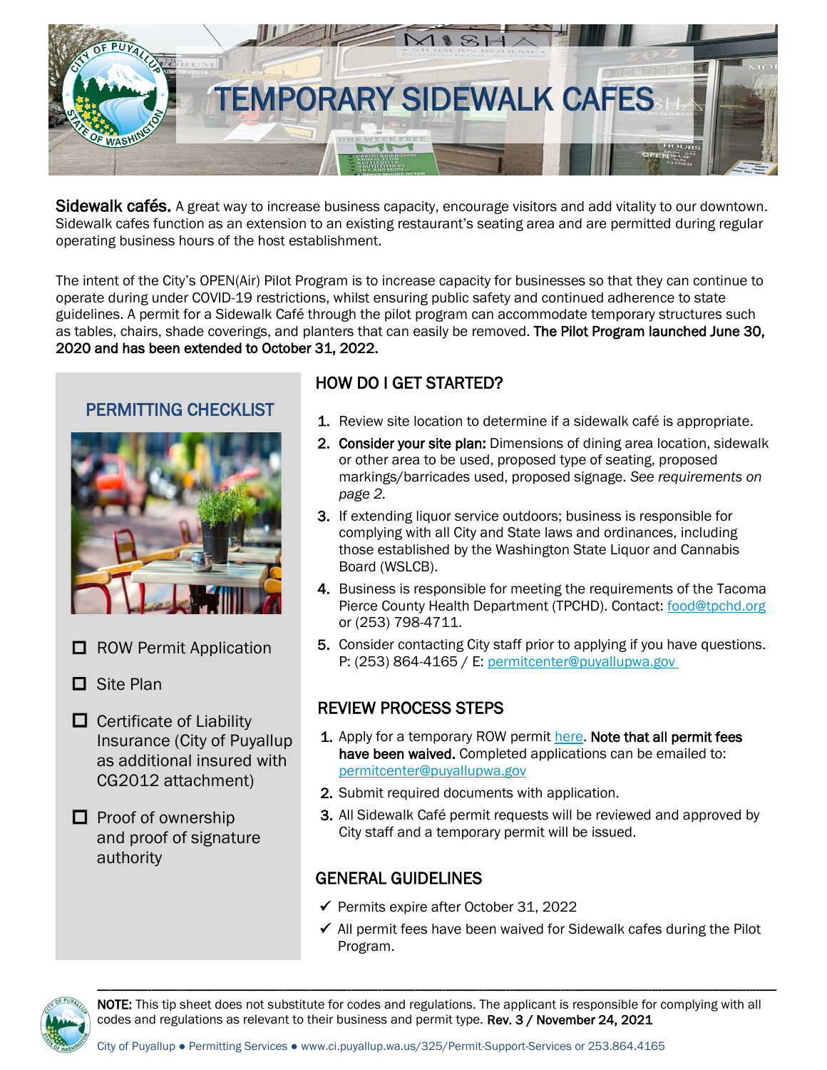# TEMPORARY SIDEWALK CAFES

**Sidewalk cafés.** A great way to increase business capacity, encourage visitors and add vitality to our downtown. Sidewalk cafes function as an extension to an existing restaurant's seating area and are permitted during regular operating business hours of the host establishment.

The intent of the City's OPEN(Air) Pilot Program is to increase capacity for businesses so that they can continue to operate during under COVID-19 restrictions, whilst ensuring public safety and continued adherence to state guidelines. A permit for a Sidewalk Café through the pilot program can accommodate temporary structures such as tables, chairs, shade coverings, and planters that can easily be removed. **The Pilot Program launched June 30, 2020 and has been extended to October 31, 2022.**

## PERMITTING CHECKLIST

- ☐ ROW Permit Application
- ☐ Site Plan
- ☐ Certificate of Liability Insurance (City of Puyallup as additional insured with CG2012 attachment)
- ☐ Proof of ownership and proof of signature authority

## HOW DO I GET STARTED?

1. Review site location to determine if a sidewalk café is appropriate.
2. **Consider your site plan:** Dimensions of dining area location, sidewalk or other area to be used, proposed type of seating, proposed markings/barricades used, proposed signage. *See requirements on page 2.*
3. If extending liquor service outdoors; business is responsible for complying with all City and State laws and ordinances, including those established by the Washington State Liquor and Cannabis Board (WSLCB).
4. Business is responsible for meeting the requirements of the Tacoma Pierce County Health Department (TPCHD). Contact: food@tpchd.org or (253) 798-4711.
5. Consider contacting City staff prior to applying if you have questions. P: (253) 864-4165 / E: permitcenter@puyallupwa.gov

## REVIEW PROCESS STEPS

1. Apply for a temporary ROW permit here. **Note that all permit fees have been waived.** Completed applications can be emailed to: permitcenter@puyallupwa.gov
2. Submit required documents with application.
3. All Sidewalk Café permit requests will be reviewed and approved by City staff and a temporary permit will be issued.

## GENERAL GUIDELINES

- ✓ Permits expire after October 31, 2022
- ✓ All permit fees have been waived for Sidewalk cafes during the Pilot Program.

**NOTE:** This tip sheet does not substitute for codes and regulations. The applicant is responsible for complying with all codes and regulations as relevant to their business and permit type. **Rev. 3 / November 24, 2021**

City of Puyallup ● Permitting Services ● www.ci.puyallup.wa.us/325/Permit-Support-Services or 253.864.4165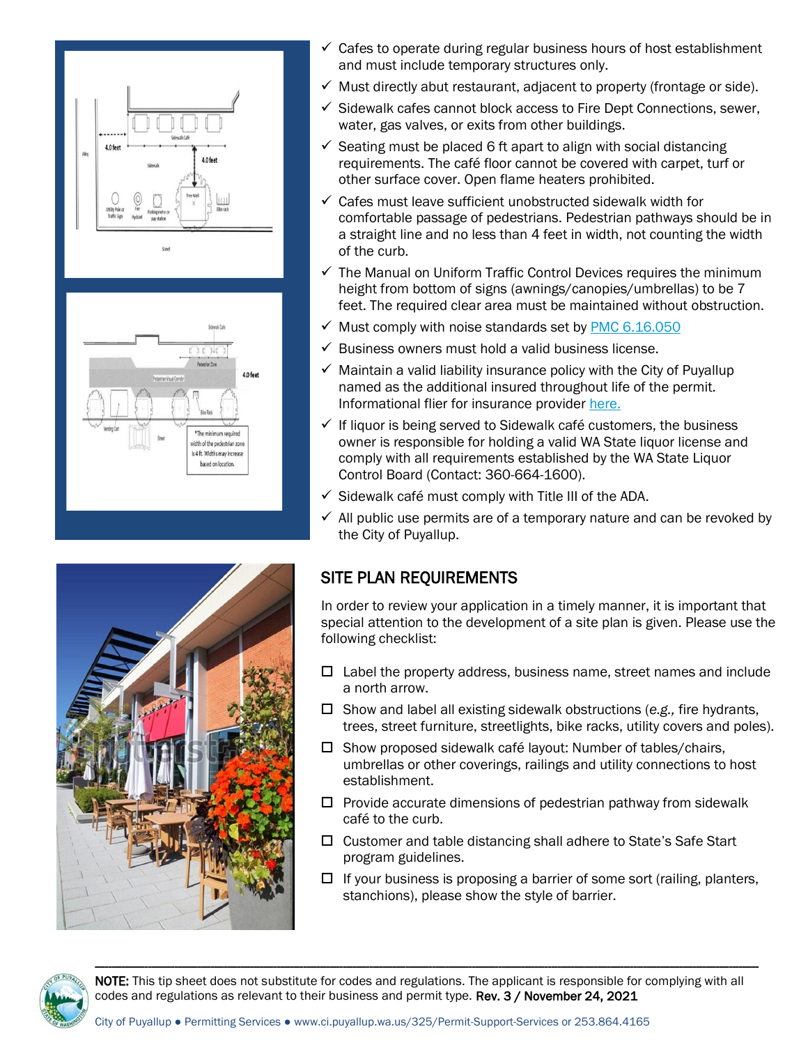- ✓ Cafes to operate during regular business hours of host establishment and must include temporary structures only.
- ✓ Must directly abut restaurant, adjacent to property (frontage or side).
- ✓ Sidewalk cafes cannot block access to Fire Dept Connections, sewer, water, gas valves, or exits from other buildings.
- ✓ Seating must be placed 6 ft apart to align with social distancing requirements. The café floor cannot be covered with carpet, turf or other surface cover. Open flame heaters prohibited.
- ✓ Cafes must leave sufficient unobstructed sidewalk width for comfortable passage of pedestrians. Pedestrian pathways should be in a straight line and no less than 4 feet in width, not counting the width of the curb.
- ✓ The Manual on Uniform Traffic Control Devices requires the minimum height from bottom of signs (awnings/canopies/umbrellas) to be 7 feet. The required clear area must be maintained without obstruction.
- ✓ Must comply with noise standards set by PMC 6.16.050
- ✓ Business owners must hold a valid business license.
- ✓ Maintain a valid liability insurance policy with the City of Puyallup named as the additional insured throughout life of the permit. Informational flier for insurance provider here.
- ✓ If liquor is being served to Sidewalk café customers, the business owner is responsible for holding a valid WA State liquor license and comply with all requirements established by the WA State Liquor Control Board (Contact: 360-664-1600).
- ✓ Sidewalk café must comply with Title III of the ADA.
- ✓ All public use permits are of a temporary nature and can be revoked by the City of Puyallup.

## SITE PLAN REQUIREMENTS

In order to review your application in a timely manner, it is important that special attention to the development of a site plan is given. Please use the following checklist:

- ☐ Label the property address, business name, street names and include a north arrow.
- ☐ Show and label all existing sidewalk obstructions (*e.g.,* fire hydrants, trees, street furniture, streetlights, bike racks, utility covers and poles).
- ☐ Show proposed sidewalk café layout: Number of tables/chairs, umbrellas or other coverings, railings and utility connections to host establishment.
- ☐ Provide accurate dimensions of pedestrian pathway from sidewalk café to the curb.
- ☐ Customer and table distancing shall adhere to State's Safe Start program guidelines.
- ☐ If your business is proposing a barrier of some sort (railing, planters, stanchions), please show the style of barrier.

**NOTE:** This tip sheet does not substitute for codes and regulations. The applicant is responsible for complying with all codes and regulations as relevant to their business and permit type. **Rev. 3 / November 24, 2021**

City of Puyallup ● Permitting Services ● www.ci.puyallup.wa.us/325/Permit-Support-Services or 253.864.4165